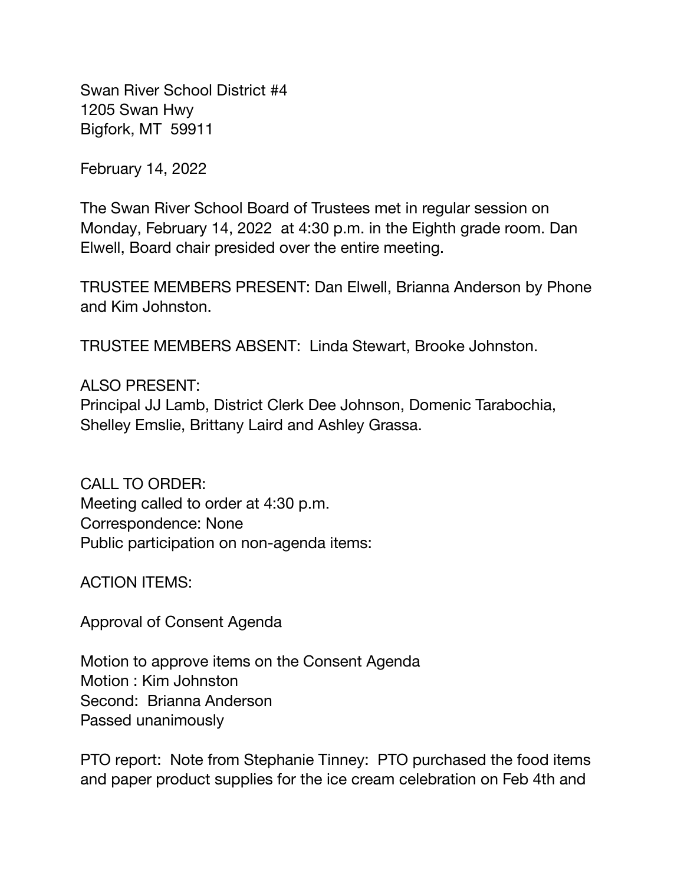Swan River School District #4
1205 Swan Hwy
Bigfork, MT 59911

February 14, 2022

The Swan River School Board of Trustees met in regular session on Monday, February 14, 2022 at 4:30 p.m. in the Eighth grade room. Dan Elwell, Board chair presided over the entire meeting.

TRUSTEE MEMBERS PRESENT: Dan Elwell, Brianna Anderson by Phone and Kim Johnston.

TRUSTEE MEMBERS ABSENT: Linda Stewart, Brooke Johnston.

ALSO PRESENT:
Principal JJ Lamb, District Clerk Dee Johnson, Domenic Tarabochia, Shelley Emslie, Brittany Laird and Ashley Grassa.

CALL TO ORDER:
Meeting called to order at 4:30 p.m.
Correspondence: None
Public participation on non-agenda items:

ACTION ITEMS:

Approval of Consent Agenda

Motion to approve items on the Consent Agenda
Motion : Kim Johnston
Second: Brianna Anderson
Passed unanimously

PTO report: Note from Stephanie Tinney: PTO purchased the food items and paper product supplies for the ice cream celebration on Feb 4th and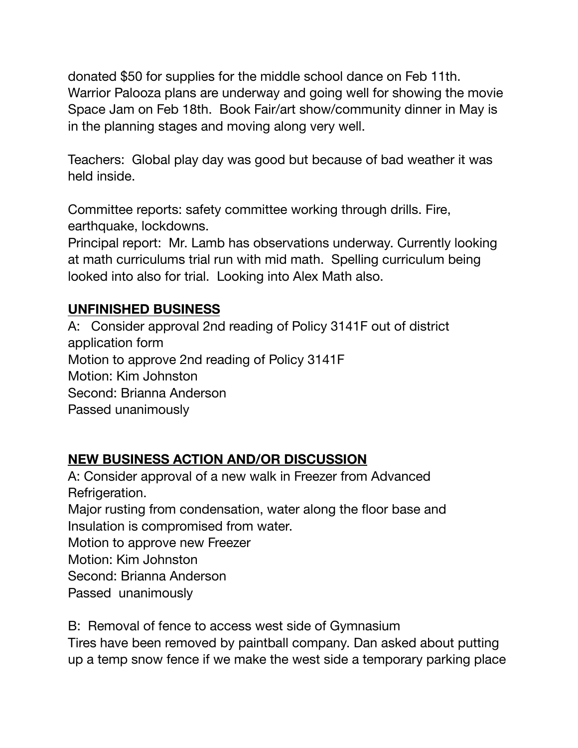donated $50 for supplies for the middle school dance on Feb 11th. Warrior Palooza plans are underway and going well for showing the movie Space Jam on Feb 18th. Book Fair/art show/community dinner in May is in the planning stages and moving along very well.

Teachers: Global play day was good but because of bad weather it was held inside.

Committee reports: safety committee working through drills. Fire, earthquake, lockdowns.
Principal report: Mr. Lamb has observations underway. Currently looking at math curriculums trial run with mid math. Spelling curriculum being looked into also for trial. Looking into Alex Math also.

**UNFINISHED BUSINESS**

A: Consider approval 2nd reading of Policy 3141F out of district application form
Motion to approve 2nd reading of Policy 3141F
Motion: Kim Johnston
Second: Brianna Anderson
Passed unanimously

**NEW BUSINESS ACTION AND/OR DISCUSSION**

A: Consider approval of a new walk in Freezer from Advanced Refrigeration.
Major rusting from condensation, water along the floor base and Insulation is compromised from water.
Motion to approve new Freezer
Motion: Kim Johnston
Second: Brianna Anderson
Passed unanimously

B: Removal of fence to access west side of Gymnasium
Tires have been removed by paintball company. Dan asked about putting up a temp snow fence if we make the west side a temporary parking place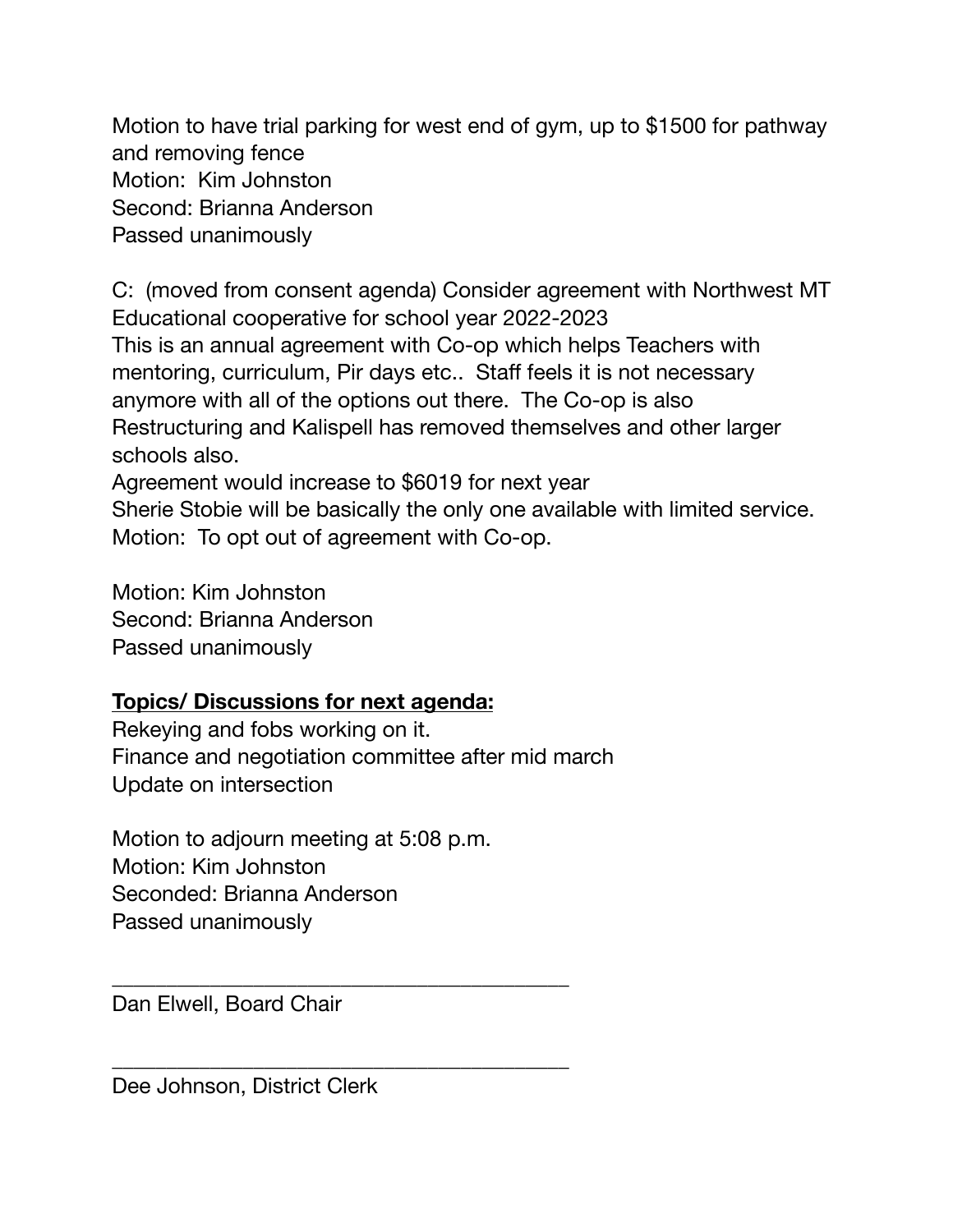Motion to have trial parking for west end of gym, up to $1500 for pathway and removing fence
Motion: Kim Johnston
Second: Brianna Anderson
Passed unanimously

C: (moved from consent agenda) Consider agreement with Northwest MT Educational cooperative for school year 2022-2023
This is an annual agreement with Co-op which helps Teachers with mentoring, curriculum, Pir days etc.. Staff feels it is not necessary anymore with all of the options out there. The Co-op is also Restructuring and Kalispell has removed themselves and other larger schools also.
Agreement would increase to $6019 for next year
Sherie Stobie will be basically the only one available with limited service.
Motion: To opt out of agreement with Co-op.

Motion: Kim Johnston
Second: Brianna Anderson
Passed unanimously

**Topics/ Discussions for next agenda:**
Rekeying and fobs working on it.
Finance and negotiation committee after mid march
Update on intersection

Motion to adjourn meeting at 5:08 p.m.
Motion: Kim Johnston
Seconded: Brianna Anderson
Passed unanimously

________________________________________
Dan Elwell, Board Chair

________________________________________
Dee Johnson, District Clerk